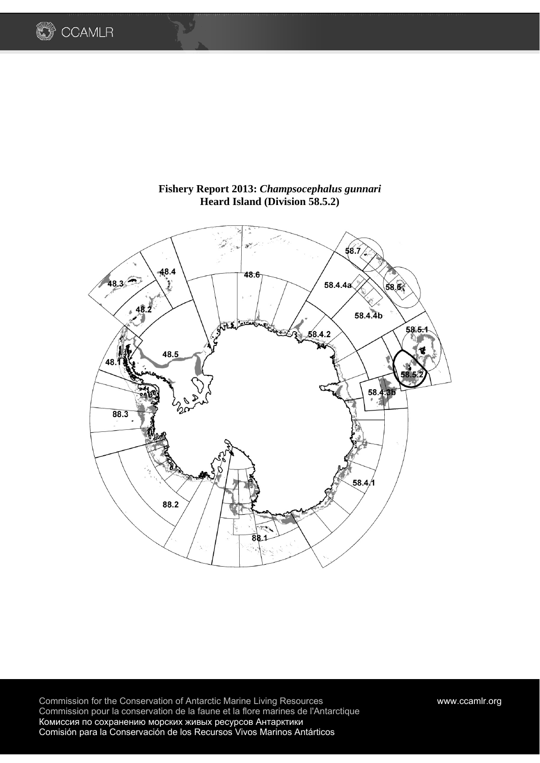# Fishery Report 2013: *Champsocephalus gunnari*
## Heard Island (Division 58.5.2)

Commission for the Conservation of Antarctic Marine Living Resources
Commission pour la conservation de la faune et la flore marines de l'Antarctique
Комиссия по сохранению морских живых ресурсов Антарктики
Comisión para la Conservación de los Recursos Vivos Marinos Antárticos

www.ccamlr.org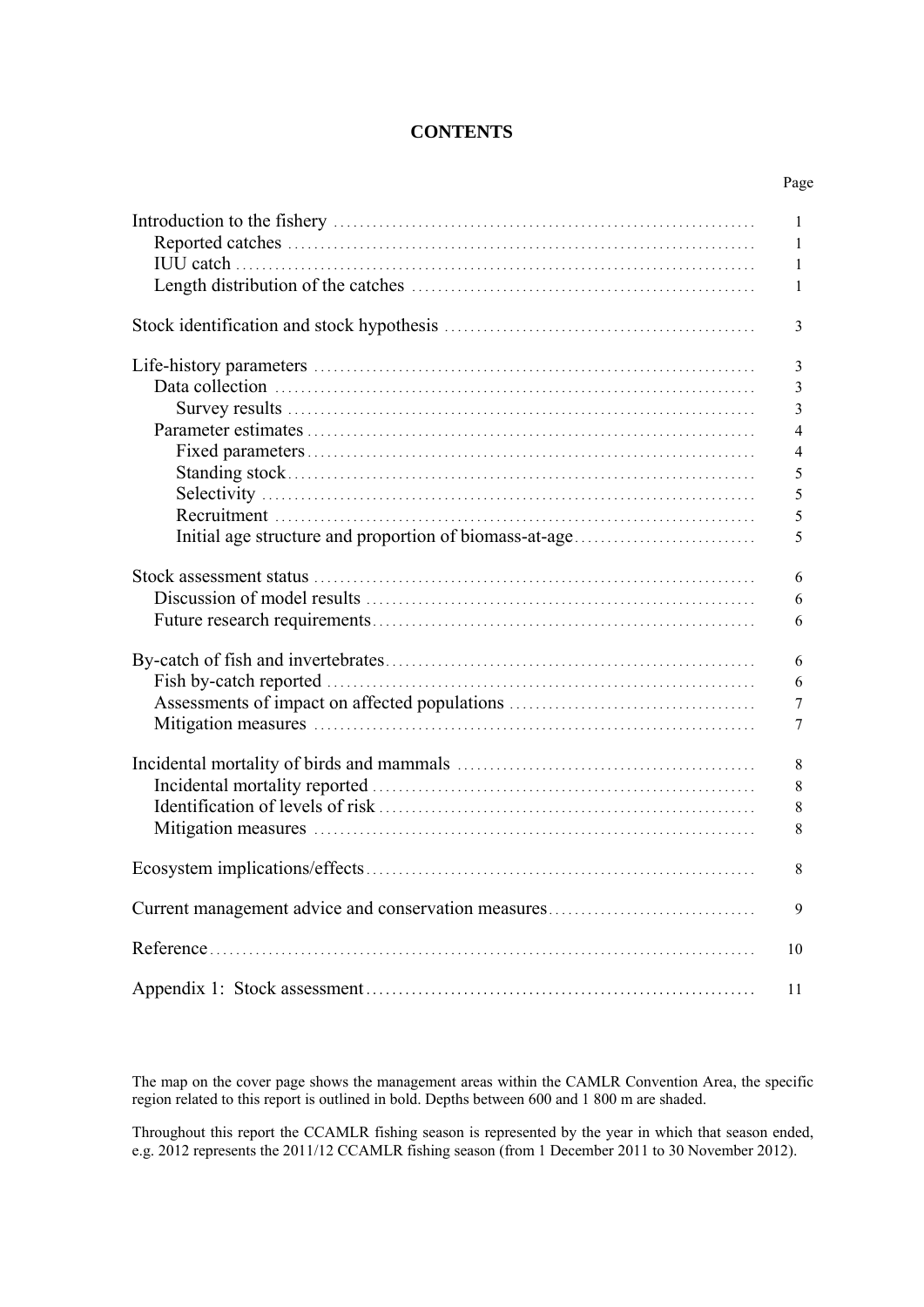# CONTENTS

| | Page |
|---|---|
| Introduction to the fishery | 1 |
| Reported catches | 1 |
| IUU catch | 1 |
| Length distribution of the catches | 1 |
| Stock identification and stock hypothesis | 3 |
| Life-history parameters | 3 |
| Data collection | 3 |
| Survey results | 3 |
| Parameter estimates | 4 |
| Fixed parameters | 4 |
| Standing stock | 5 |
| Selectivity | 5 |
| Recruitment | 5 |
| Initial age structure and proportion of biomass-at-age | 5 |
| Stock assessment status | 6 |
| Discussion of model results | 6 |
| Future research requirements | 6 |
| By-catch of fish and invertebrates | 6 |
| Fish by-catch reported | 6 |
| Assessments of impact on affected populations | 7 |
| Mitigation measures | 7 |
| Incidental mortality of birds and mammals | 8 |
| Incidental mortality reported | 8 |
| Identification of levels of risk | 8 |
| Mitigation measures | 8 |
| Ecosystem implications/effects | 8 |
| Current management advice and conservation measures | 9 |
| Reference | 10 |
| Appendix 1: Stock assessment | 11 |

The map on the cover page shows the management areas within the CAMLR Convention Area, the specific region related to this report is outlined in bold. Depths between 600 and 1 800 m are shaded.

Throughout this report the CCAMLR fishing season is represented by the year in which that season ended, e.g. 2012 represents the 2011/12 CCAMLR fishing season (from 1 December 2011 to 30 November 2012).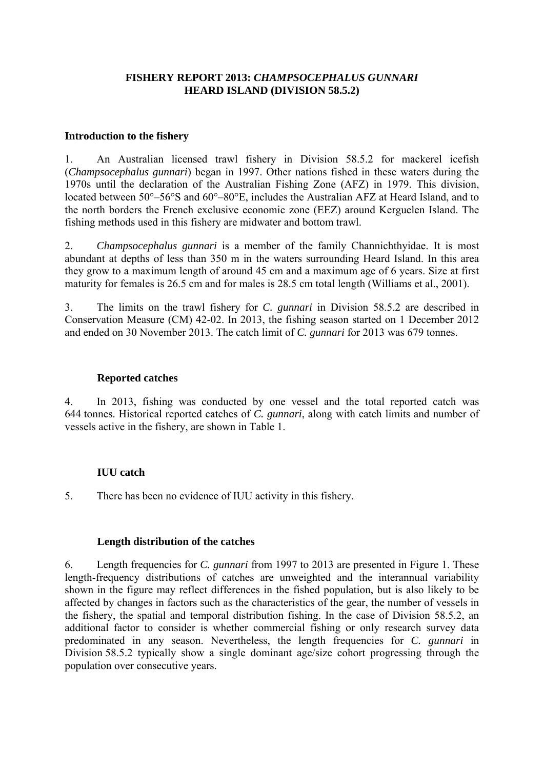### FISHERY REPORT 2013: *CHAMPSOCEPHALUS GUNNARI* HEARD ISLAND (DIVISION 58.5.2)

#### Introduction to the fishery

1. An Australian licensed trawl fishery in Division 58.5.2 for mackerel icefish (*Champsocephalus gunnari*) began in 1997. Other nations fished in these waters during the 1970s until the declaration of the Australian Fishing Zone (AFZ) in 1979. This division, located between 50°–56°S and 60°–80°E, includes the Australian AFZ at Heard Island, and to the north borders the French exclusive economic zone (EEZ) around Kerguelen Island. The fishing methods used in this fishery are midwater and bottom trawl.

2. *Champsocephalus gunnari* is a member of the family Channichthyidae. It is most abundant at depths of less than 350 m in the waters surrounding Heard Island. In this area they grow to a maximum length of around 45 cm and a maximum age of 6 years. Size at first maturity for females is 26.5 cm and for males is 28.5 cm total length (Williams et al., 2001).

3. The limits on the trawl fishery for *C. gunnari* in Division 58.5.2 are described in Conservation Measure (CM) 42-02. In 2013, the fishing season started on 1 December 2012 and ended on 30 November 2013. The catch limit of *C. gunnari* for 2013 was 679 tonnes.

##### Reported catches

4. In 2013, fishing was conducted by one vessel and the total reported catch was 644 tonnes. Historical reported catches of *C. gunnari*, along with catch limits and number of vessels active in the fishery, are shown in Table 1.

##### IUU catch

5. There has been no evidence of IUU activity in this fishery.

##### Length distribution of the catches

6. Length frequencies for *C. gunnari* from 1997 to 2013 are presented in Figure 1. These length-frequency distributions of catches are unweighted and the interannual variability shown in the figure may reflect differences in the fished population, but is also likely to be affected by changes in factors such as the characteristics of the gear, the number of vessels in the fishery, the spatial and temporal distribution fishing. In the case of Division 58.5.2, an additional factor to consider is whether commercial fishing or only research survey data predominated in any season. Nevertheless, the length frequencies for *C. gunnari* in Division 58.5.2 typically show a single dominant age/size cohort progressing through the population over consecutive years.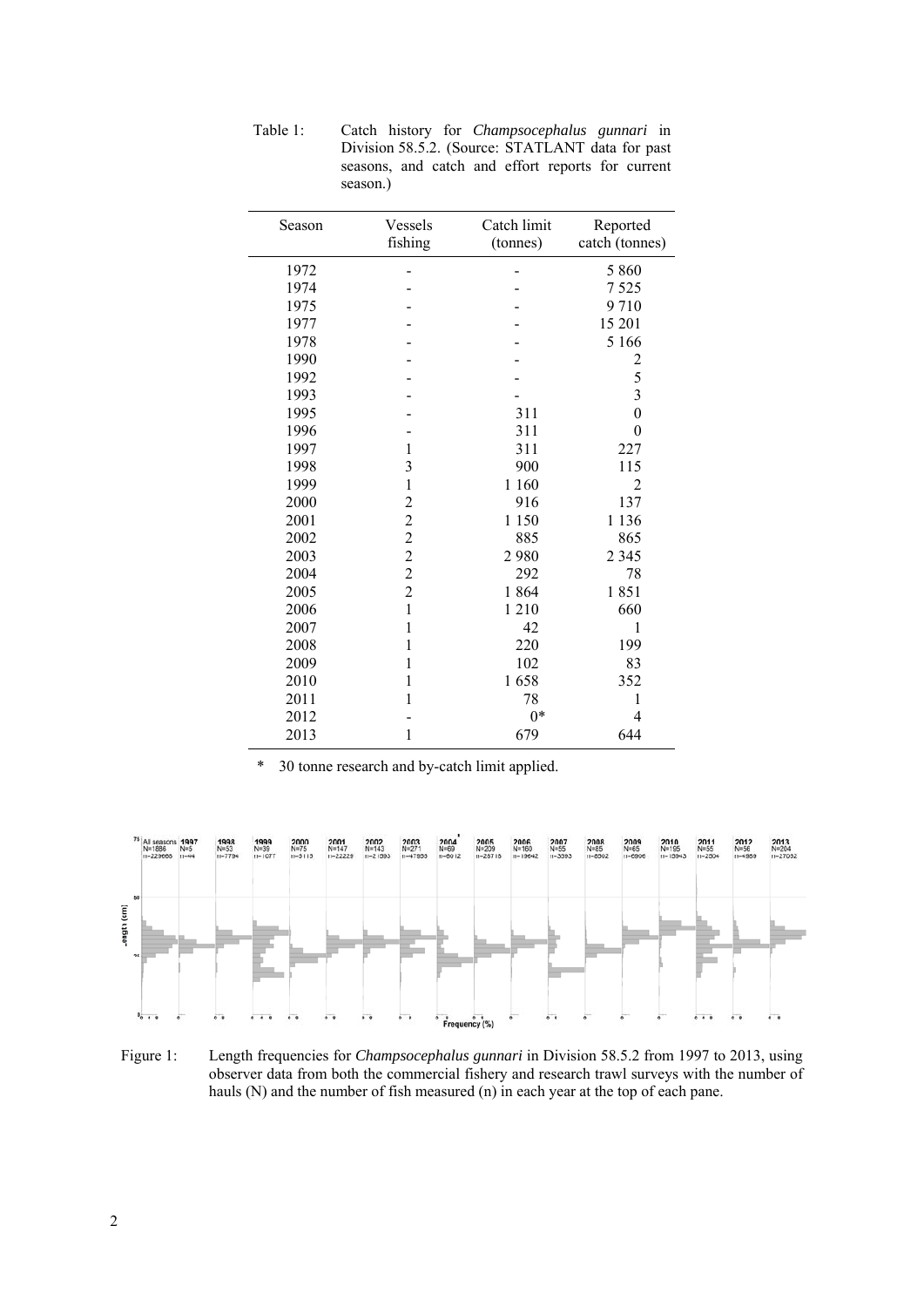Table 1: Catch history for *Champsocephalus gunnari* in Division 58.5.2. (Source: STATLANT data for past seasons, and catch and effort reports for current season.)

| Season | Vessels fishing | Catch limit (tonnes) | Reported catch (tonnes) |
|---|---|---|---|
| 1972 | - | - | 5 860 |
| 1974 | - | - | 7 525 |
| 1975 | - | - | 9 710 |
| 1977 | - | - | 15 201 |
| 1978 | - | - | 5 166 |
| 1990 | - | - | 2 |
| 1992 | - | - | 5 |
| 1993 | - | - | 3 |
| 1995 | - | 311 | 0 |
| 1996 | - | 311 | 0 |
| 1997 | 1 | 311 | 227 |
| 1998 | 3 | 900 | 115 |
| 1999 | 1 | 1 160 | 2 |
| 2000 | 2 | 916 | 137 |
| 2001 | 2 | 1 150 | 1 136 |
| 2002 | 2 | 885 | 865 |
| 2003 | 2 | 2 980 | 2 345 |
| 2004 | 2 | 292 | 78 |
| 2005 | 2 | 1 864 | 1 851 |
| 2006 | 1 | 1 210 | 660 |
| 2007 | 1 | 42 | 1 |
| 2008 | 1 | 220 | 199 |
| 2009 | 1 | 102 | 83 |
| 2010 | 1 | 1 658 | 352 |
| 2011 | 1 | 78 | 1 |
| 2012 | - | 0* | 4 |
| 2013 | 1 | 679 | 644 |

\* 30 tonne research and by-catch limit applied.

Figure 1: Length frequencies for *Champsocephalus gunnari* in Division 58.5.2 from 1997 to 2013, using observer data from both the commercial fishery and research trawl surveys with the number of hauls (N) and the number of fish measured (n) in each year at the top of each pane.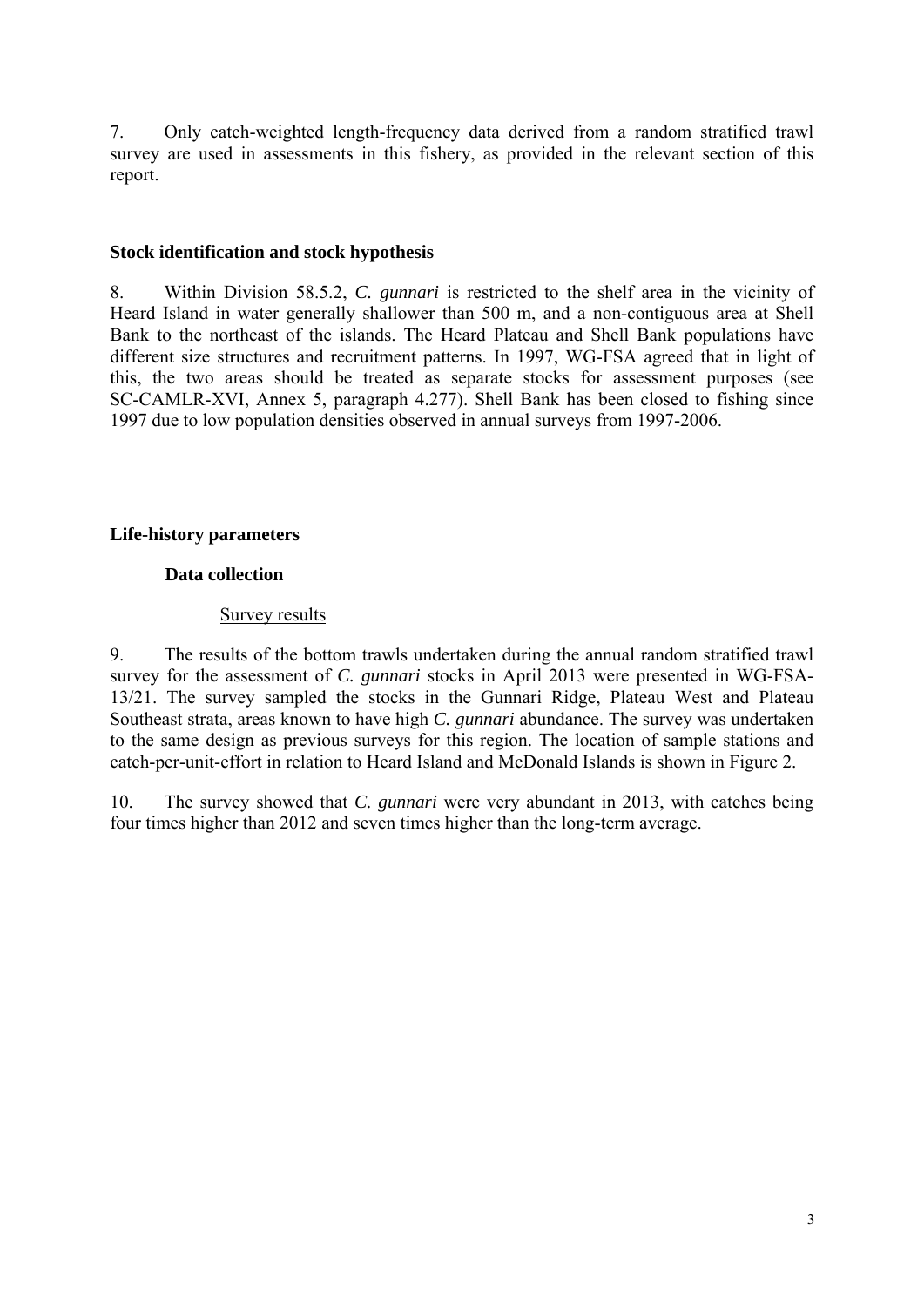7. Only catch-weighted length-frequency data derived from a random stratified trawl survey are used in assessments in this fishery, as provided in the relevant section of this report.

## Stock identification and stock hypothesis

8. Within Division 58.5.2, *C. gunnari* is restricted to the shelf area in the vicinity of Heard Island in water generally shallower than 500 m, and a non-contiguous area at Shell Bank to the northeast of the islands. The Heard Plateau and Shell Bank populations have different size structures and recruitment patterns. In 1997, WG-FSA agreed that in light of this, the two areas should be treated as separate stocks for assessment purposes (see SC-CAMLR-XVI, Annex 5, paragraph 4.277). Shell Bank has been closed to fishing since 1997 due to low population densities observed in annual surveys from 1997-2006.

## Life-history parameters

### Data collection

#### Survey results

9. The results of the bottom trawls undertaken during the annual random stratified trawl survey for the assessment of *C. gunnari* stocks in April 2013 were presented in WG-FSA-13/21. The survey sampled the stocks in the Gunnari Ridge, Plateau West and Plateau Southeast strata, areas known to have high *C. gunnari* abundance. The survey was undertaken to the same design as previous surveys for this region. The location of sample stations and catch-per-unit-effort in relation to Heard Island and McDonald Islands is shown in Figure 2.

10. The survey showed that *C. gunnari* were very abundant in 2013, with catches being four times higher than 2012 and seven times higher than the long-term average.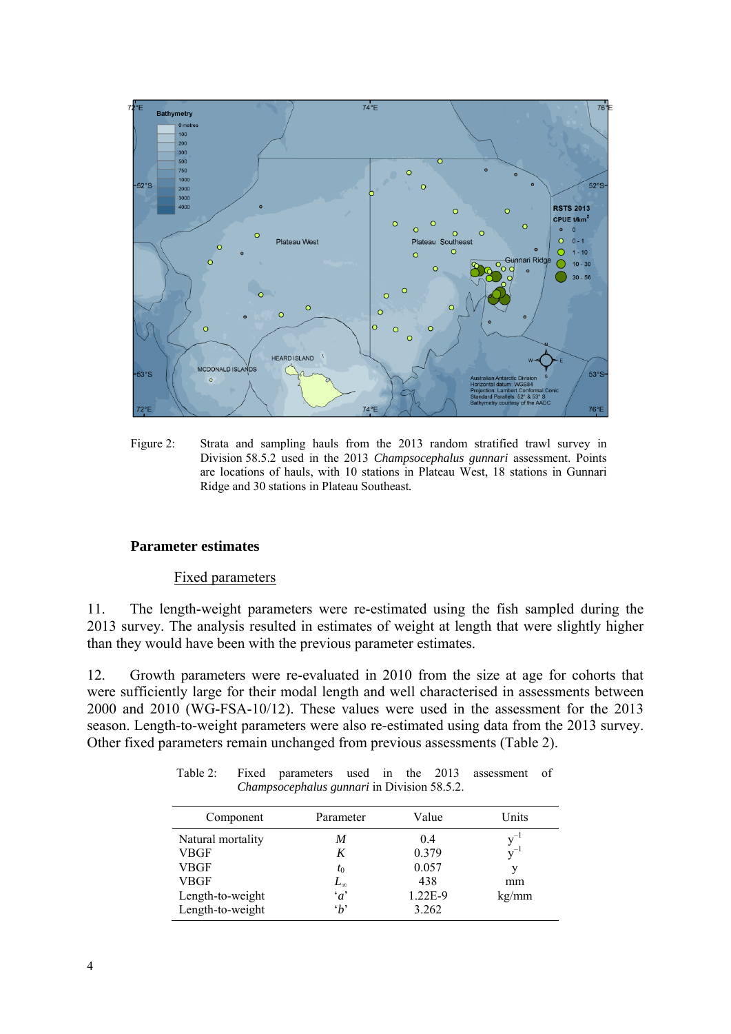Figure 2: Strata and sampling hauls from the 2013 random stratified trawl survey in Division 58.5.2 used in the 2013 *Champsocephalus gunnari* assessment. Points are locations of hauls, with 10 stations in Plateau West, 18 stations in Gunnari Ridge and 30 stations in Plateau Southeast.

## Parameter estimates

### Fixed parameters

11. The length-weight parameters were re-estimated using the fish sampled during the 2013 survey. The analysis resulted in estimates of weight at length that were slightly higher than they would have been with the previous parameter estimates.

12. Growth parameters were re-evaluated in 2010 from the size at age for cohorts that were sufficiently large for their modal length and well characterised in assessments between 2000 and 2010 (WG-FSA-10/12). These values were used in the assessment for the 2013 season. Length-to-weight parameters were also re-estimated using data from the 2013 survey. Other fixed parameters remain unchanged from previous assessments (Table 2).

Table 2: Fixed parameters used in the 2013 assessment of *Champsocephalus gunnari* in Division 58.5.2.

| Component | Parameter | Value | Units |
|---|---|---|---|
| Natural mortality | $M$ | 0.4 | $y^{-1}$ |
| VBGF | $K$ | 0.379 | $y^{-1}$ |
| VBGF | $t_0$ | 0.057 | y |
| VBGF | $L_\infty$ | 438 | mm |
| Length-to-weight | '$a$' | 1.22E-9 | kg/mm |
| Length-to-weight | '$b$' | 3.262 | |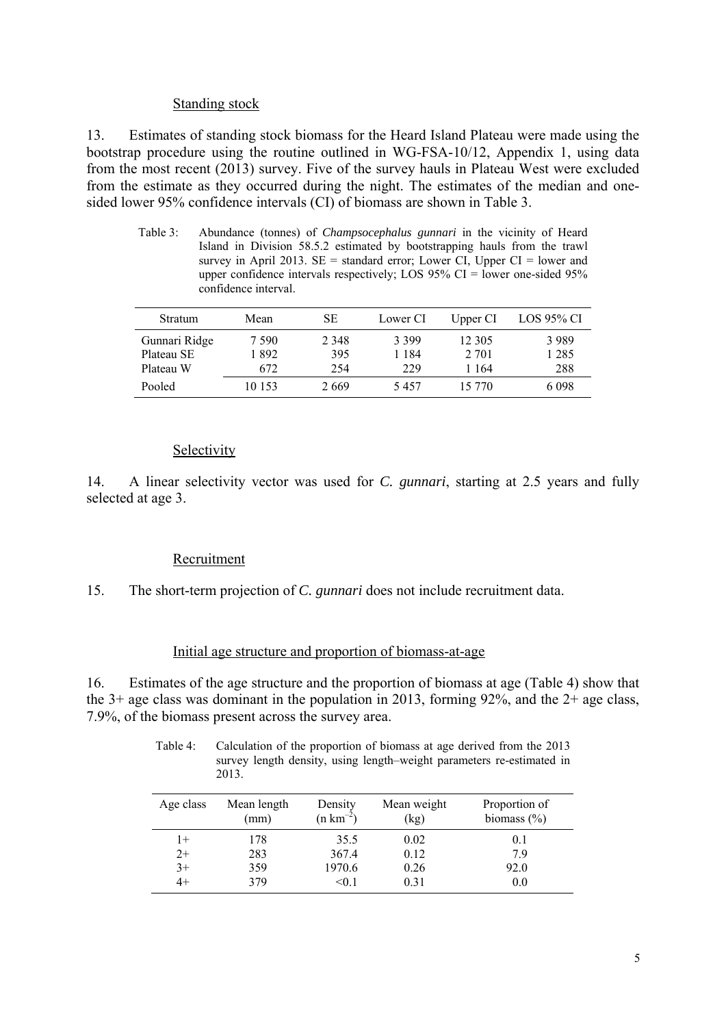### Standing stock

13. Estimates of standing stock biomass for the Heard Island Plateau were made using the bootstrap procedure using the routine outlined in WG-FSA-10/12, Appendix 1, using data from the most recent (2013) survey. Five of the survey hauls in Plateau West were excluded from the estimate as they occurred during the night. The estimates of the median and one-sided lower 95% confidence intervals (CI) of biomass are shown in Table 3.

Table 3: Abundance (tonnes) of *Champsocephalus gunnari* in the vicinity of Heard Island in Division 58.5.2 estimated by bootstrapping hauls from the trawl survey in April 2013. SE = standard error; Lower CI, Upper CI = lower and upper confidence intervals respectively; LOS 95% CI = lower one-sided 95% confidence interval.

| Stratum | Mean | SE | Lower CI | Upper CI | LOS 95% CI |
|---|---|---|---|---|---|
| Gunnari Ridge | 7 590 | 2 348 | 3 399 | 12 305 | 3 989 |
| Plateau SE | 1 892 | 395 | 1 184 | 2 701 | 1 285 |
| Plateau W | 672 | 254 | 229 | 1 164 | 288 |
| Pooled | 10 153 | 2 669 | 5 457 | 15 770 | 6 098 |

### Selectivity

14. A linear selectivity vector was used for *C. gunnari*, starting at 2.5 years and fully selected at age 3.

### Recruitment

15. The short-term projection of *C. gunnari* does not include recruitment data.

### Initial age structure and proportion of biomass-at-age

16. Estimates of the age structure and the proportion of biomass at age (Table 4) show that the 3+ age class was dominant in the population in 2013, forming 92%, and the 2+ age class, 7.9%, of the biomass present across the survey area.

Table 4: Calculation of the proportion of biomass at age derived from the 2013 survey length density, using length–weight parameters re-estimated in 2013.

| Age class | Mean length (mm) | Density (n $km^{-2}$) | Mean weight (kg) | Proportion of biomass (%) |
|---|---|---|---|---|
| 1+ | 178 | 35.5 | 0.02 | 0.1 |
| 2+ | 283 | 367.4 | 0.12 | 7.9 |
| 3+ | 359 | 1970.6 | 0.26 | 92.0 |
| 4+ | 379 | <0.1 | 0.31 | 0.0 |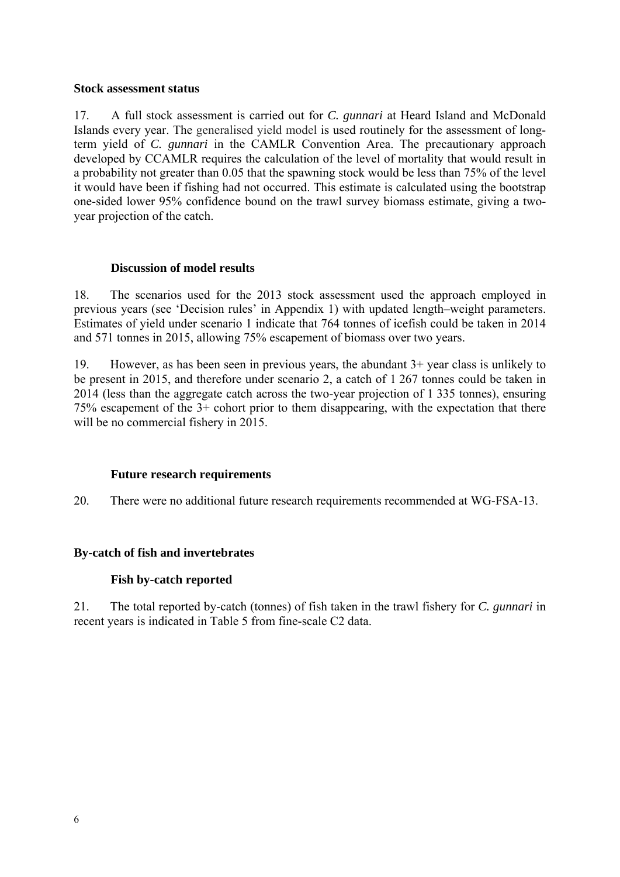**Stock assessment status**

17. A full stock assessment is carried out for *C. gunnari* at Heard Island and McDonald Islands every year. The generalised yield model is used routinely for the assessment of long-term yield of *C. gunnari* in the CAMLR Convention Area. The precautionary approach developed by CCAMLR requires the calculation of the level of mortality that would result in a probability not greater than 0.05 that the spawning stock would be less than 75% of the level it would have been if fishing had not occurred. This estimate is calculated using the bootstrap one-sided lower 95% confidence bound on the trawl survey biomass estimate, giving a two-year projection of the catch.

**Discussion of model results**

18. The scenarios used for the 2013 stock assessment used the approach employed in previous years (see 'Decision rules' in Appendix 1) with updated length–weight parameters. Estimates of yield under scenario 1 indicate that 764 tonnes of icefish could be taken in 2014 and 571 tonnes in 2015, allowing 75% escapement of biomass over two years.

19. However, as has been seen in previous years, the abundant 3+ year class is unlikely to be present in 2015, and therefore under scenario 2, a catch of 1 267 tonnes could be taken in 2014 (less than the aggregate catch across the two-year projection of 1 335 tonnes), ensuring 75% escapement of the 3+ cohort prior to them disappearing, with the expectation that there will be no commercial fishery in 2015.

**Future research requirements**

20. There were no additional future research requirements recommended at WG-FSA-13.

**By-catch of fish and invertebrates**

**Fish by-catch reported**

21. The total reported by-catch (tonnes) of fish taken in the trawl fishery for *C. gunnari* in recent years is indicated in Table 5 from fine-scale C2 data.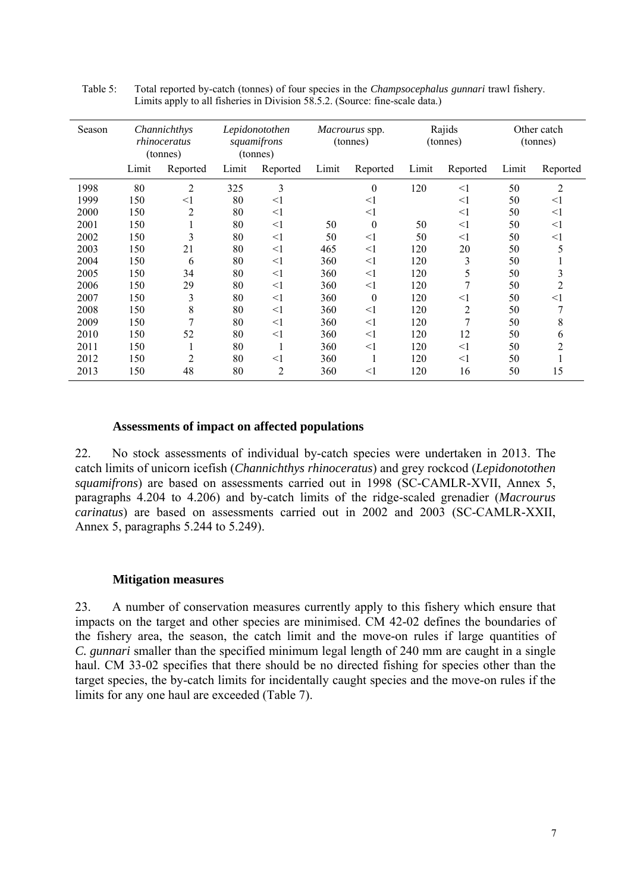Table 5: Total reported by-catch (tonnes) of four species in the *Champsocephalus gunnari* trawl fishery. Limits apply to all fisheries in Division 58.5.2. (Source: fine-scale data.)

| Season | *Channichthys rhinoceratus* (tonnes) | | *Lepidonotothen squamifrons* (tonnes) | | *Macrourus* spp. (tonnes) | | Rajids (tonnes) | | Other catch (tonnes) | |
|---|---|---|---|---|---|---|---|---|---|---|
| | Limit | Reported | Limit | Reported | Limit | Reported | Limit | Reported | Limit | Reported |
| 1998 | 80 | 2 | 325 | 3 | | 0 | 120 | <1 | 50 | 2 |
| 1999 | 150 | <1 | 80 | <1 | | <1 | | <1 | 50 | <1 |
| 2000 | 150 | 2 | 80 | <1 | | <1 | | <1 | 50 | <1 |
| 2001 | 150 | 1 | 80 | <1 | 50 | 0 | 50 | <1 | 50 | <1 |
| 2002 | 150 | 3 | 80 | <1 | 50 | <1 | 50 | <1 | 50 | <1 |
| 2003 | 150 | 21 | 80 | <1 | 465 | <1 | 120 | 20 | 50 | 5 |
| 2004 | 150 | 6 | 80 | <1 | 360 | <1 | 120 | 3 | 50 | 1 |
| 2005 | 150 | 34 | 80 | <1 | 360 | <1 | 120 | 5 | 50 | 3 |
| 2006 | 150 | 29 | 80 | <1 | 360 | <1 | 120 | 7 | 50 | 2 |
| 2007 | 150 | 3 | 80 | <1 | 360 | 0 | 120 | <1 | 50 | <1 |
| 2008 | 150 | 8 | 80 | <1 | 360 | <1 | 120 | 2 | 50 | 7 |
| 2009 | 150 | 7 | 80 | <1 | 360 | <1 | 120 | 7 | 50 | 8 |
| 2010 | 150 | 52 | 80 | <1 | 360 | <1 | 120 | 12 | 50 | 6 |
| 2011 | 150 | 1 | 80 | 1 | 360 | <1 | 120 | <1 | 50 | 2 |
| 2012 | 150 | 2 | 80 | <1 | 360 | 1 | 120 | <1 | 50 | 1 |
| 2013 | 150 | 48 | 80 | 2 | 360 | <1 | 120 | 16 | 50 | 15 |

### Assessments of impact on affected populations

22. No stock assessments of individual by-catch species were undertaken in 2013. The catch limits of unicorn icefish (*Channichthys rhinoceratus*) and grey rockcod (*Lepidonotothen squamifrons*) are based on assessments carried out in 1998 (SC-CAMLR-XVII, Annex 5, paragraphs 4.204 to 4.206) and by-catch limits of the ridge-scaled grenadier (*Macrourus carinatus*) are based on assessments carried out in 2002 and 2003 (SC-CAMLR-XXII, Annex 5, paragraphs 5.244 to 5.249).

### Mitigation measures

23. A number of conservation measures currently apply to this fishery which ensure that impacts on the target and other species are minimised. CM 42-02 defines the boundaries of the fishery area, the season, the catch limit and the move-on rules if large quantities of *C. gunnari* smaller than the specified minimum legal length of 240 mm are caught in a single haul. CM 33-02 specifies that there should be no directed fishing for species other than the target species, the by-catch limits for incidentally caught species and the move-on rules if the limits for any one haul are exceeded (Table 7).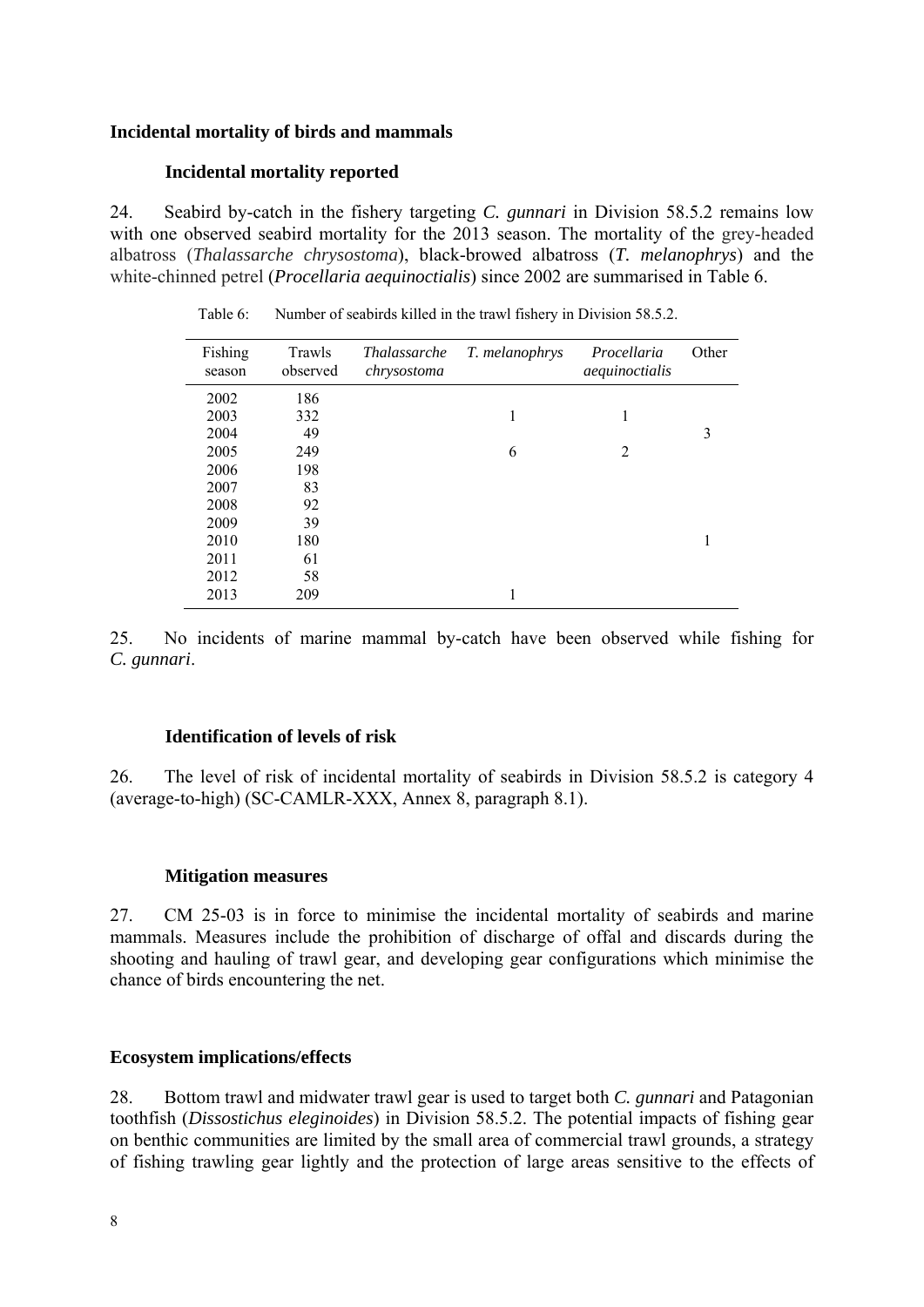## Incidental mortality of birds and mammals

### Incidental mortality reported

24. Seabird by-catch in the fishery targeting *C. gunnari* in Division 58.5.2 remains low with one observed seabird mortality for the 2013 season. The mortality of the grey-headed albatross (*Thalassarche chrysostoma*), black-browed albatross (*T. melanophrys*) and the white-chinned petrel (*Procellaria aequinoctialis*) since 2002 are summarised in Table 6.

Table 6: Number of seabirds killed in the trawl fishery in Division 58.5.2.

| Fishing season | Trawls observed | *Thalassarche chrysostoma* | *T. melanophrys* | *Procellaria aequinoctialis* | Other |
|---|---|---|---|---|---|
| 2002 | 186 | | | | |
| 2003 | 332 | | 1 | 1 | |
| 2004 | 49 | | | | 3 |
| 2005 | 249 | | 6 | 2 | |
| 2006 | 198 | | | | |
| 2007 | 83 | | | | |
| 2008 | 92 | | | | |
| 2009 | 39 | | | | |
| 2010 | 180 | | | | 1 |
| 2011 | 61 | | | | |
| 2012 | 58 | | | | |
| 2013 | 209 | | 1 | | |

25. No incidents of marine mammal by-catch have been observed while fishing for *C. gunnari*.

### Identification of levels of risk

26. The level of risk of incidental mortality of seabirds in Division 58.5.2 is category 4 (average-to-high) (SC-CAMLR-XXX, Annex 8, paragraph 8.1).

### Mitigation measures

27. CM 25-03 is in force to minimise the incidental mortality of seabirds and marine mammals. Measures include the prohibition of discharge of offal and discards during the shooting and hauling of trawl gear, and developing gear configurations which minimise the chance of birds encountering the net.

## Ecosystem implications/effects

28. Bottom trawl and midwater trawl gear is used to target both *C. gunnari* and Patagonian toothfish (*Dissostichus eleginoides*) in Division 58.5.2. The potential impacts of fishing gear on benthic communities are limited by the small area of commercial trawl grounds, a strategy of fishing trawling gear lightly and the protection of large areas sensitive to the effects of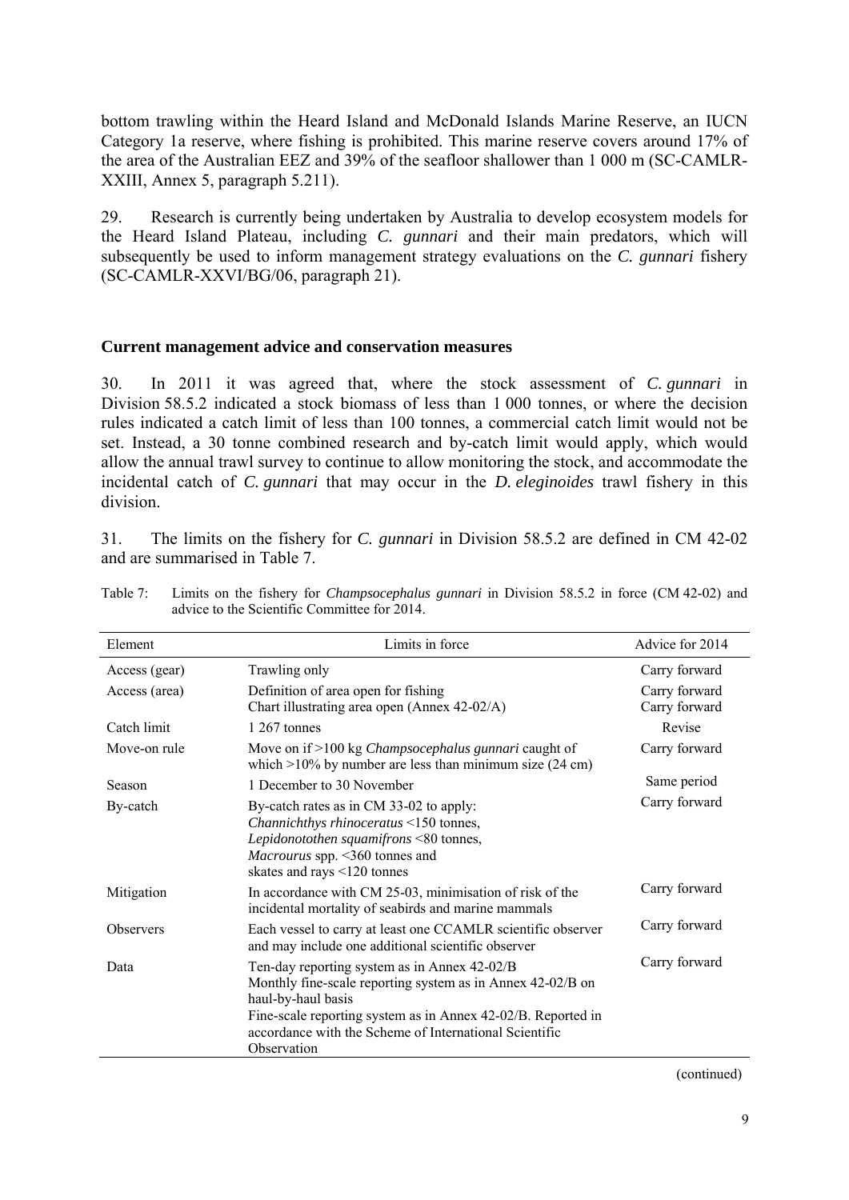bottom trawling within the Heard Island and McDonald Islands Marine Reserve, an IUCN Category 1a reserve, where fishing is prohibited. This marine reserve covers around 17% of the area of the Australian EEZ and 39% of the seafloor shallower than 1 000 m (SC-CAMLR-XXIII, Annex 5, paragraph 5.211).

29. Research is currently being undertaken by Australia to develop ecosystem models for the Heard Island Plateau, including *C. gunnari* and their main predators, which will subsequently be used to inform management strategy evaluations on the *C. gunnari* fishery (SC-CAMLR-XXVI/BG/06, paragraph 21).

## Current management advice and conservation measures

30. In 2011 it was agreed that, where the stock assessment of *C. gunnari* in Division 58.5.2 indicated a stock biomass of less than 1 000 tonnes, or where the decision rules indicated a catch limit of less than 100 tonnes, a commercial catch limit would not be set. Instead, a 30 tonne combined research and by-catch limit would apply, which would allow the annual trawl survey to continue to allow monitoring the stock, and accommodate the incidental catch of *C. gunnari* that may occur in the *D. eleginoides* trawl fishery in this division.

31. The limits on the fishery for *C. gunnari* in Division 58.5.2 are defined in CM 42-02 and are summarised in Table 7.

Table 7: Limits on the fishery for *Champsocephalus gunnari* in Division 58.5.2 in force (CM 42-02) and advice to the Scientific Committee for 2014.

| Element | Limits in force | Advice for 2014 |
|---|---|---|
| Access (gear) | Trawling only | Carry forward |
| Access (area) | Definition of area open for fishing<br>Chart illustrating area open (Annex 42-02/A) | Carry forward<br>Carry forward |
| Catch limit | 1 267 tonnes | Revise |
| Move-on rule | Move on if >100 kg *Champsocephalus gunnari* caught of which >10% by number are less than minimum size (24 cm) | Carry forward |
| Season | 1 December to 30 November | Same period |
| By-catch | By-catch rates as in CM 33-02 to apply:<br>*Channichthys rhinoceratus* <150 tonnes,<br>*Lepidonotothen squamifrons* <80 tonnes,<br>*Macrourus* spp. <360 tonnes and<br>skates and rays <120 tonnes | Carry forward |
| Mitigation | In accordance with CM 25-03, minimisation of risk of the incidental mortality of seabirds and marine mammals | Carry forward |
| Observers | Each vessel to carry at least one CCAMLR scientific observer and may include one additional scientific observer | Carry forward |
| Data | Ten-day reporting system as in Annex 42-02/B<br>Monthly fine-scale reporting system as in Annex 42-02/B on haul-by-haul basis<br>Fine-scale reporting system as in Annex 42-02/B. Reported in accordance with the Scheme of International Scientific Observation | Carry forward |

(continued)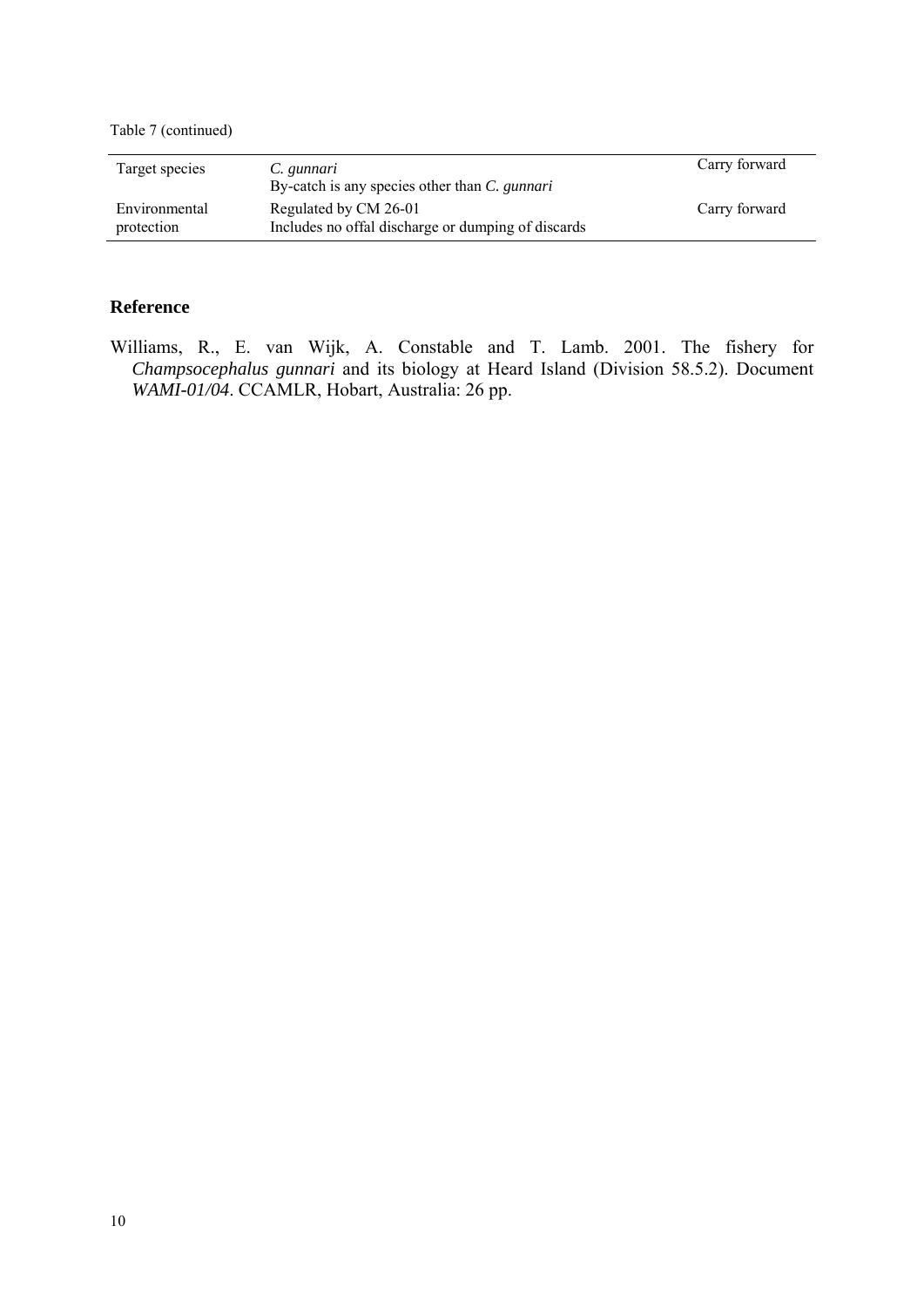Table 7 (continued)

| | | |
|---|---|---|
| Target species | *C. gunnari*<br>By-catch is any species other than *C. gunnari* | Carry forward |
| Environmental protection | Regulated by CM 26-01<br>Includes no offal discharge or dumping of discards | Carry forward |

## Reference

Williams, R., E. van Wijk, A. Constable and T. Lamb. 2001. The fishery for *Champsocephalus gunnari* and its biology at Heard Island (Division 58.5.2). Document *WAMI-01/04*. CCAMLR, Hobart, Australia: 26 pp.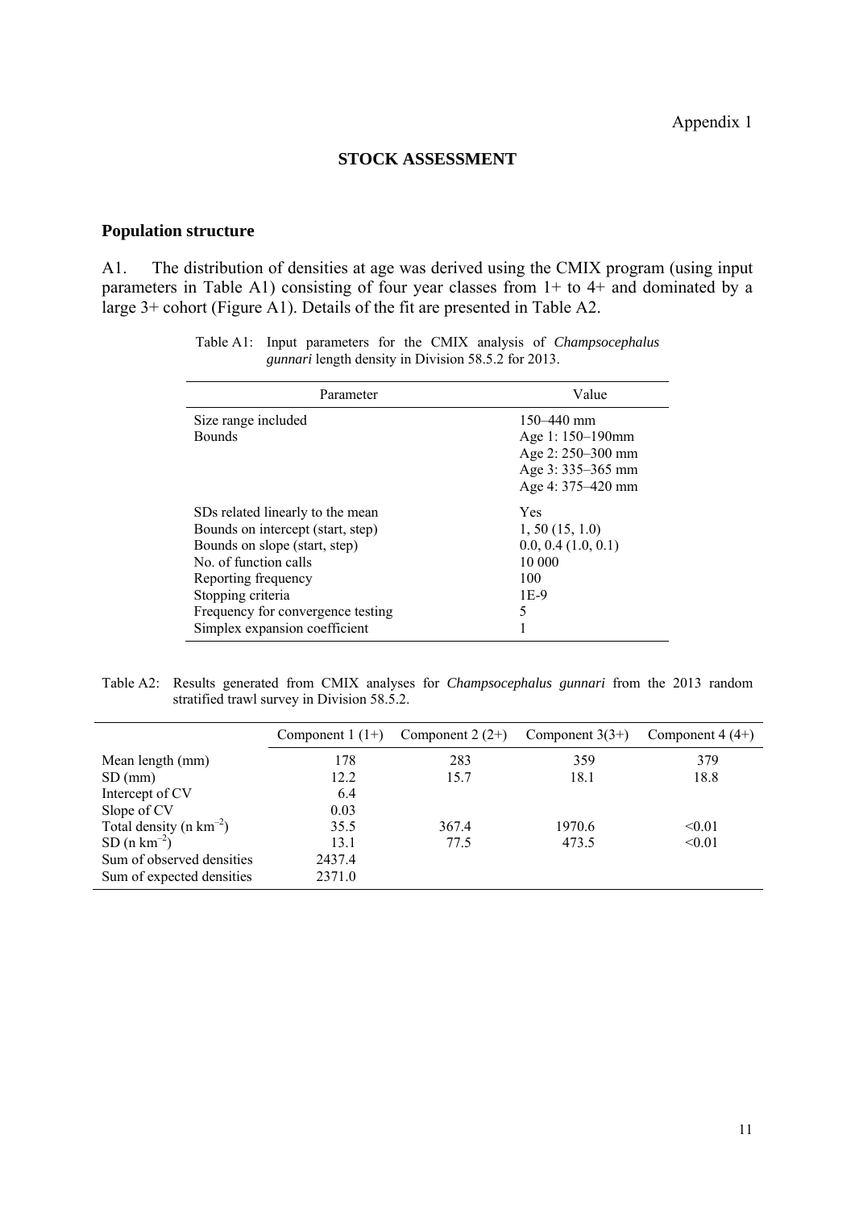Appendix 1

## STOCK ASSESSMENT

### Population structure

A1. The distribution of densities at age was derived using the CMIX program (using input parameters in Table A1) consisting of four year classes from 1+ to 4+ and dominated by a large 3+ cohort (Figure A1). Details of the fit are presented in Table A2.

Table A1: Input parameters for the CMIX analysis of *Champsocephalus gunnari* length density in Division 58.5.2 for 2013.

| Parameter | Value |
|---|---|
| Size range included | 150–440 mm |
| Bounds | Age 1: 150–190mm<br>Age 2: 250–300 mm<br>Age 3: 335–365 mm<br>Age 4: 375–420 mm |
| SDs related linearly to the mean | Yes |
| Bounds on intercept (start, step) | 1, 50 (15, 1.0) |
| Bounds on slope (start, step) | 0.0, 0.4 (1.0, 0.1) |
| No. of function calls | 10 000 |
| Reporting frequency | 100 |
| Stopping criteria | 1E-9 |
| Frequency for convergence testing | 5 |
| Simplex expansion coefficient | 1 |

Table A2: Results generated from CMIX analyses for *Champsocephalus gunnari* from the 2013 random stratified trawl survey in Division 58.5.2.

| | Component 1 (1+) | Component 2 (2+) | Component 3(3+) | Component 4 (4+) |
|---|---|---|---|---|
| Mean length (mm) | 178 | 283 | 359 | 379 |
| SD (mm) | 12.2 | 15.7 | 18.1 | 18.8 |
| Intercept of CV | 6.4 | | | |
| Slope of CV | 0.03 | | | |
| Total density (n $km^{-2}$) | 35.5 | 367.4 | 1970.6 | <0.01 |
| SD (n $km^{-2}$) | 13.1 | 77.5 | 473.5 | <0.01 |
| Sum of observed densities | 2437.4 | | | |
| Sum of expected densities | 2371.0 | | | |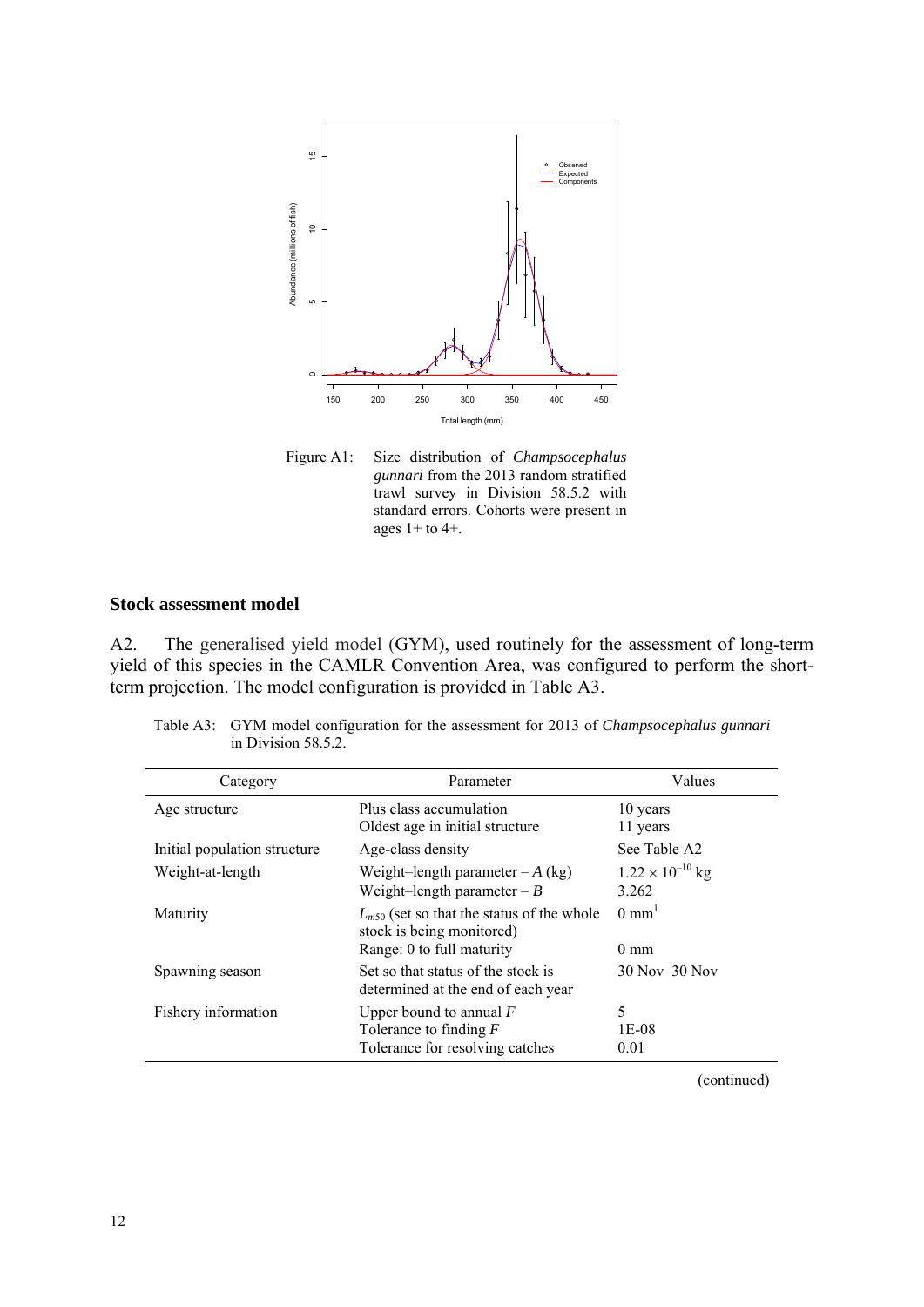Figure A1: Size distribution of *Champsocephalus gunnari* from the 2013 random stratified trawl survey in Division 58.5.2 with standard errors. Cohorts were present in ages 1+ to 4+.

## Stock assessment model

A2. The generalised yield model (GYM), used routinely for the assessment of long-term yield of this species in the CAMLR Convention Area, was configured to perform the short-term projection. The model configuration is provided in Table A3.

Table A3: GYM model configuration for the assessment for 2013 of *Champsocephalus gunnari* in Division 58.5.2.

| Category | Parameter | Values |
|---|---|---|
| Age structure | Plus class accumulation | 10 years |
| | Oldest age in initial structure | 11 years |
| Initial population structure | Age-class density | See Table A2 |
| Weight-at-length | Weight–length parameter – *A* (kg) | $1.22 \times 10^{-10}$ kg |
| | Weight–length parameter – *B* | 3.262 |
| Maturity | $L_{m50}$ (set so that the status of the whole stock is being monitored) | 0 mm[1] |
| | Range: 0 to full maturity | 0 mm |
| Spawning season | Set so that status of the stock is determined at the end of each year | 30 Nov–30 Nov |
| Fishery information | Upper bound to annual *F* | 5 |
| | Tolerance to finding *F* | 1E-08 |
| | Tolerance for resolving catches | 0.01 |

(continued)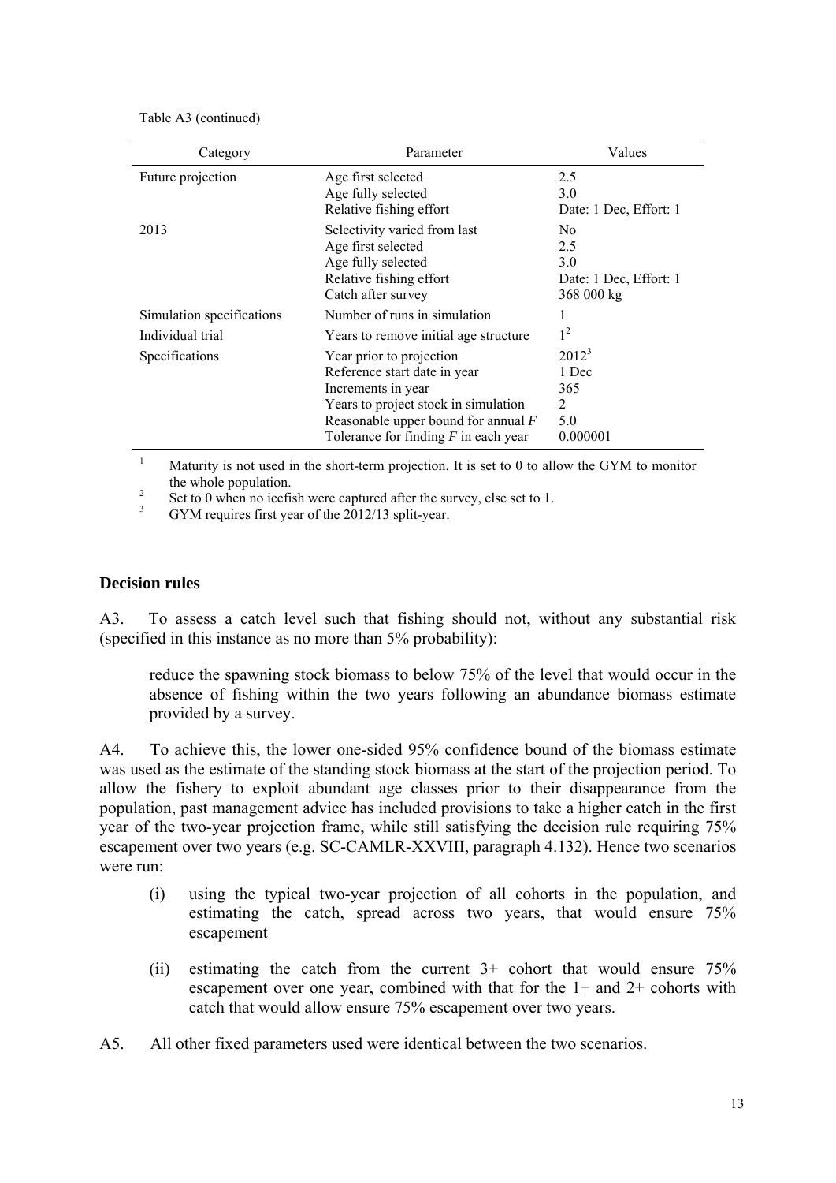Table A3 (continued)

| Category | Parameter | Values |
|---|---|---|
| Future projection | Age first selected | 2.5 |
| | Age fully selected | 3.0 |
| | Relative fishing effort | Date: 1 Dec, Effort: 1 |
| 2013 | Selectivity varied from last | No |
| | Age first selected | 2.5 |
| | Age fully selected | 3.0 |
| | Relative fishing effort | Date: 1 Dec, Effort: 1 |
| | Catch after survey | 368 000 kg |
| Simulation specifications | Number of runs in simulation | 1 |
| Individual trial | Years to remove initial age structure | 1[2] |
| Specifications | Year prior to projection | 2012[3] |
| | Reference start date in year | 1 Dec |
| | Increments in year | 365 |
| | Years to project stock in simulation | 2 |
| | Reasonable upper bound for annual *F* | 5.0 |
| | Tolerance for finding *F* in each year | 0.000001 |

[1] Maturity is not used in the short-term projection. It is set to 0 to allow the GYM to monitor the whole population.

[2] Set to 0 when no icefish were captured after the survey, else set to 1.

[3] GYM requires first year of the 2012/13 split-year.

## Decision rules

A3. To assess a catch level such that fishing should not, without any substantial risk (specified in this instance as no more than 5% probability):

> reduce the spawning stock biomass to below 75% of the level that would occur in the absence of fishing within the two years following an abundance biomass estimate provided by a survey.

A4. To achieve this, the lower one-sided 95% confidence bound of the biomass estimate was used as the estimate of the standing stock biomass at the start of the projection period. To allow the fishery to exploit abundant age classes prior to their disappearance from the population, past management advice has included provisions to take a higher catch in the first year of the two-year projection frame, while still satisfying the decision rule requiring 75% escapement over two years (e.g. SC-CAMLR-XXVIII, paragraph 4.132). Hence two scenarios were run:

(i) using the typical two-year projection of all cohorts in the population, and estimating the catch, spread across two years, that would ensure 75% escapement

(ii) estimating the catch from the current 3+ cohort that would ensure 75% escapement over one year, combined with that for the 1+ and 2+ cohorts with catch that would allow ensure 75% escapement over two years.

A5. All other fixed parameters used were identical between the two scenarios.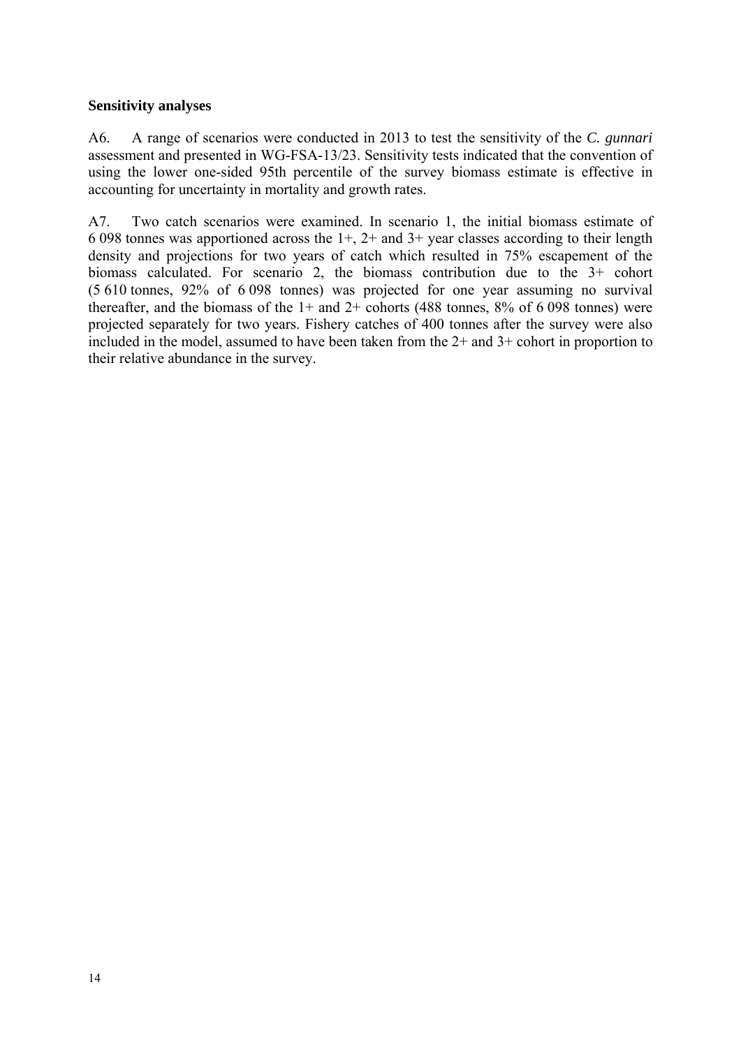**Sensitivity analyses**

A6. A range of scenarios were conducted in 2013 to test the sensitivity of the *C. gunnari* assessment and presented in WG-FSA-13/23. Sensitivity tests indicated that the convention of using the lower one-sided 95th percentile of the survey biomass estimate is effective in accounting for uncertainty in mortality and growth rates.

A7. Two catch scenarios were examined. In scenario 1, the initial biomass estimate of 6 098 tonnes was apportioned across the 1+, 2+ and 3+ year classes according to their length density and projections for two years of catch which resulted in 75% escapement of the biomass calculated. For scenario 2, the biomass contribution due to the 3+ cohort (5 610 tonnes, 92% of 6 098 tonnes) was projected for one year assuming no survival thereafter, and the biomass of the 1+ and 2+ cohorts (488 tonnes, 8% of 6 098 tonnes) were projected separately for two years. Fishery catches of 400 tonnes after the survey were also included in the model, assumed to have been taken from the 2+ and 3+ cohort in proportion to their relative abundance in the survey.